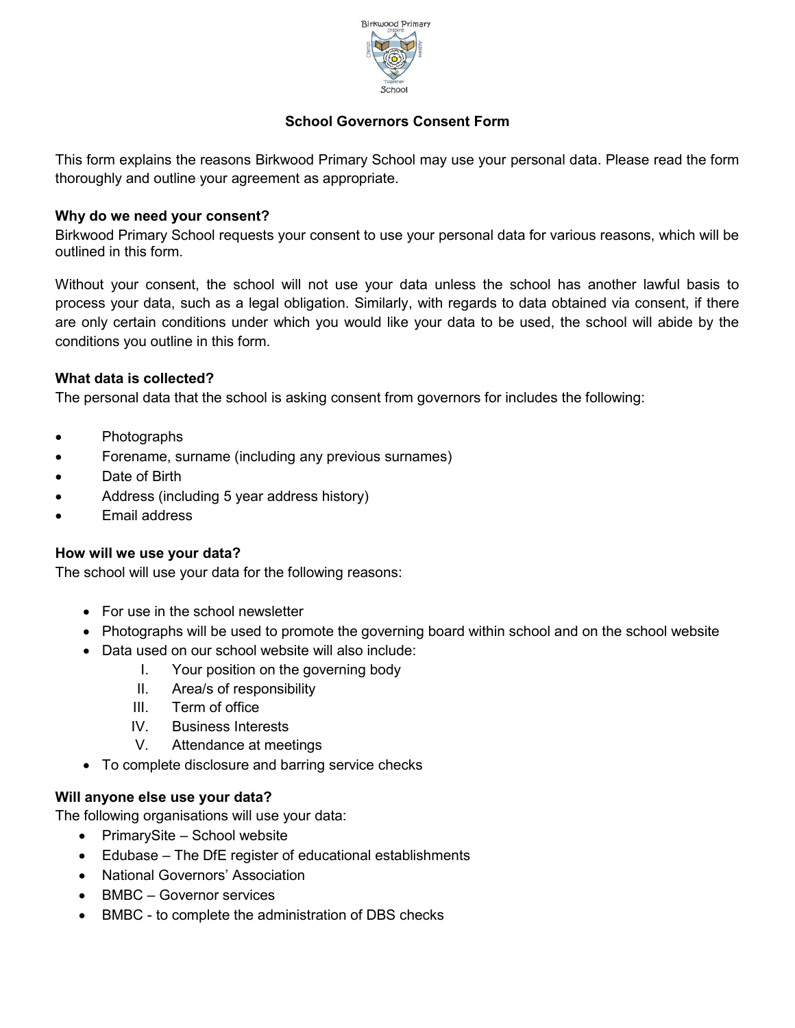# School Governors Consent Form

This form explains the reasons Birkwood Primary School may use your personal data. Please read the form thoroughly and outline your agreement as appropriate.

**Why do we need your consent?**

Birkwood Primary School requests your consent to use your personal data for various reasons, which will be outlined in this form.

Without your consent, the school will not use your data unless the school has another lawful basis to process your data, such as a legal obligation. Similarly, with regards to data obtained via consent, if there are only certain conditions under which you would like your data to be used, the school will abide by the conditions you outline in this form.

**What data is collected?**

The personal data that the school is asking consent from governors for includes the following:

- Photographs
- Forename, surname (including any previous surnames)
- Date of Birth
- Address (including 5 year address history)
- Email address

**How will we use your data?**

The school will use your data for the following reasons:

- For use in the school newsletter
- Photographs will be used to promote the governing board within school and on the school website
- Data used on our school website will also include:
  - I. Your position on the governing body
  - II. Area/s of responsibility
  - III. Term of office
  - IV. Business Interests
  - V. Attendance at meetings
- To complete disclosure and barring service checks

**Will anyone else use your data?**

The following organisations will use your data:

- PrimarySite – School website
- Edubase – The DfE register of educational establishments
- National Governors' Association
- BMBC – Governor services
- BMBC - to complete the administration of DBS checks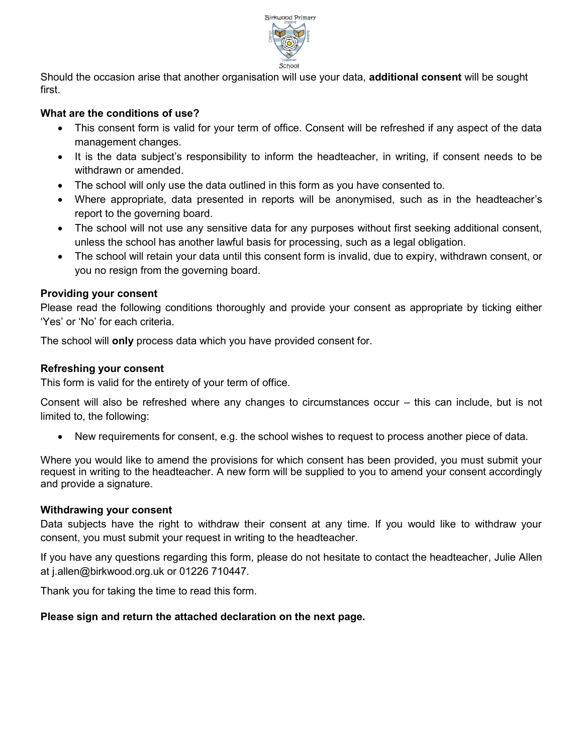Should the occasion arise that another organisation will use your data, **additional consent** will be sought first.

**What are the conditions of use?**

- This consent form is valid for your term of office. Consent will be refreshed if any aspect of the data management changes.
- It is the data subject's responsibility to inform the headteacher, in writing, if consent needs to be withdrawn or amended.
- The school will only use the data outlined in this form as you have consented to.
- Where appropriate, data presented in reports will be anonymised, such as in the headteacher's report to the governing board.
- The school will not use any sensitive data for any purposes without first seeking additional consent, unless the school has another lawful basis for processing, such as a legal obligation.
- The school will retain your data until this consent form is invalid, due to expiry, withdrawn consent, or you no resign from the governing board.

**Providing your consent**

Please read the following conditions thoroughly and provide your consent as appropriate by ticking either 'Yes' or 'No' for each criteria.

The school will **only** process data which you have provided consent for.

**Refreshing your consent**

This form is valid for the entirety of your term of office.

Consent will also be refreshed where any changes to circumstances occur – this can include, but is not limited to, the following:

- New requirements for consent, e.g. the school wishes to request to process another piece of data.

Where you would like to amend the provisions for which consent has been provided, you must submit your request in writing to the headteacher. A new form will be supplied to you to amend your consent accordingly and provide a signature.

**Withdrawing your consent**

Data subjects have the right to withdraw their consent at any time. If you would like to withdraw your consent, you must submit your request in writing to the headteacher.

If you have any questions regarding this form, please do not hesitate to contact the headteacher, Julie Allen at j.allen@birkwood.org.uk or 01226 710447.

Thank you for taking the time to read this form.

**Please sign and return the attached declaration on the next page.**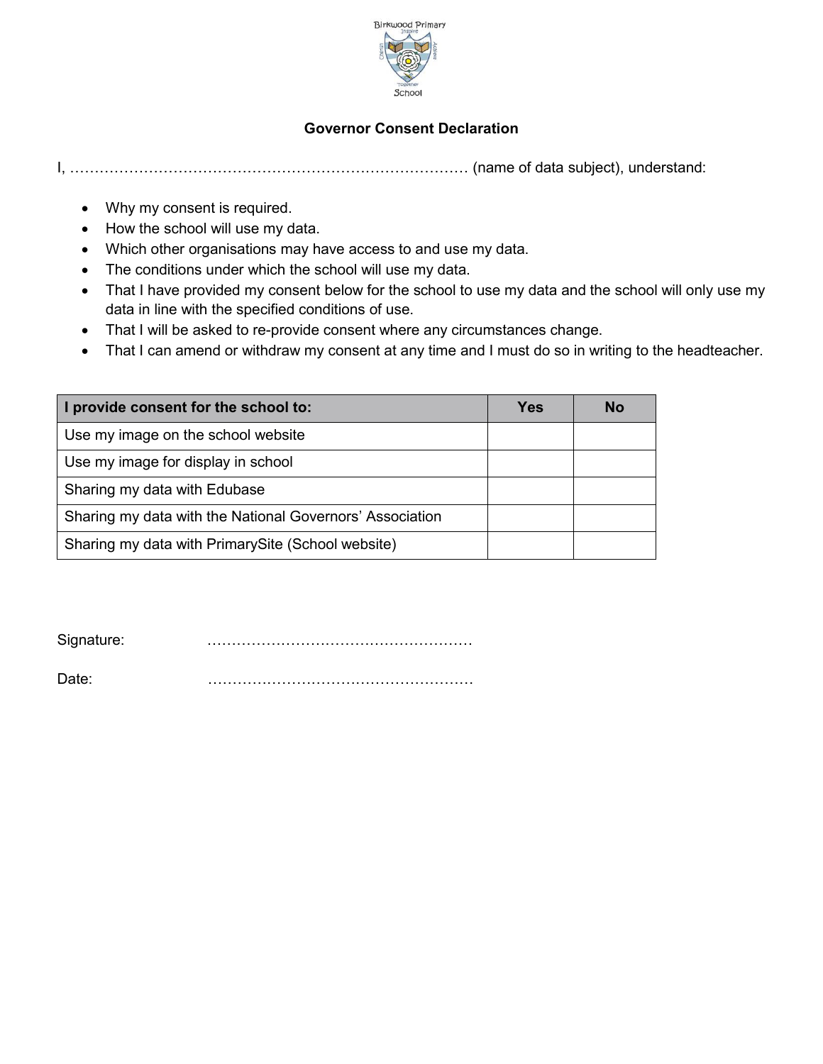**Governor Consent Declaration**

I, ……………………………………………………………………… (name of data subject), understand:

- Why my consent is required.
- How the school will use my data.
- Which other organisations may have access to and use my data.
- The conditions under which the school will use my data.
- That I have provided my consent below for the school to use my data and the school will only use my data in line with the specified conditions of use.
- That I will be asked to re-provide consent where any circumstances change.
- That I can amend or withdraw my consent at any time and I must do so in writing to the headteacher.

| I provide consent for the school to: | Yes | No |
|---|---|---|
| Use my image on the school website | | |
| Use my image for display in school | | |
| Sharing my data with Edubase | | |
| Sharing my data with the National Governors' Association | | |
| Sharing my data with PrimarySite (School website) | | |

Signature: ………………………………………………

Date: ………………………………………………